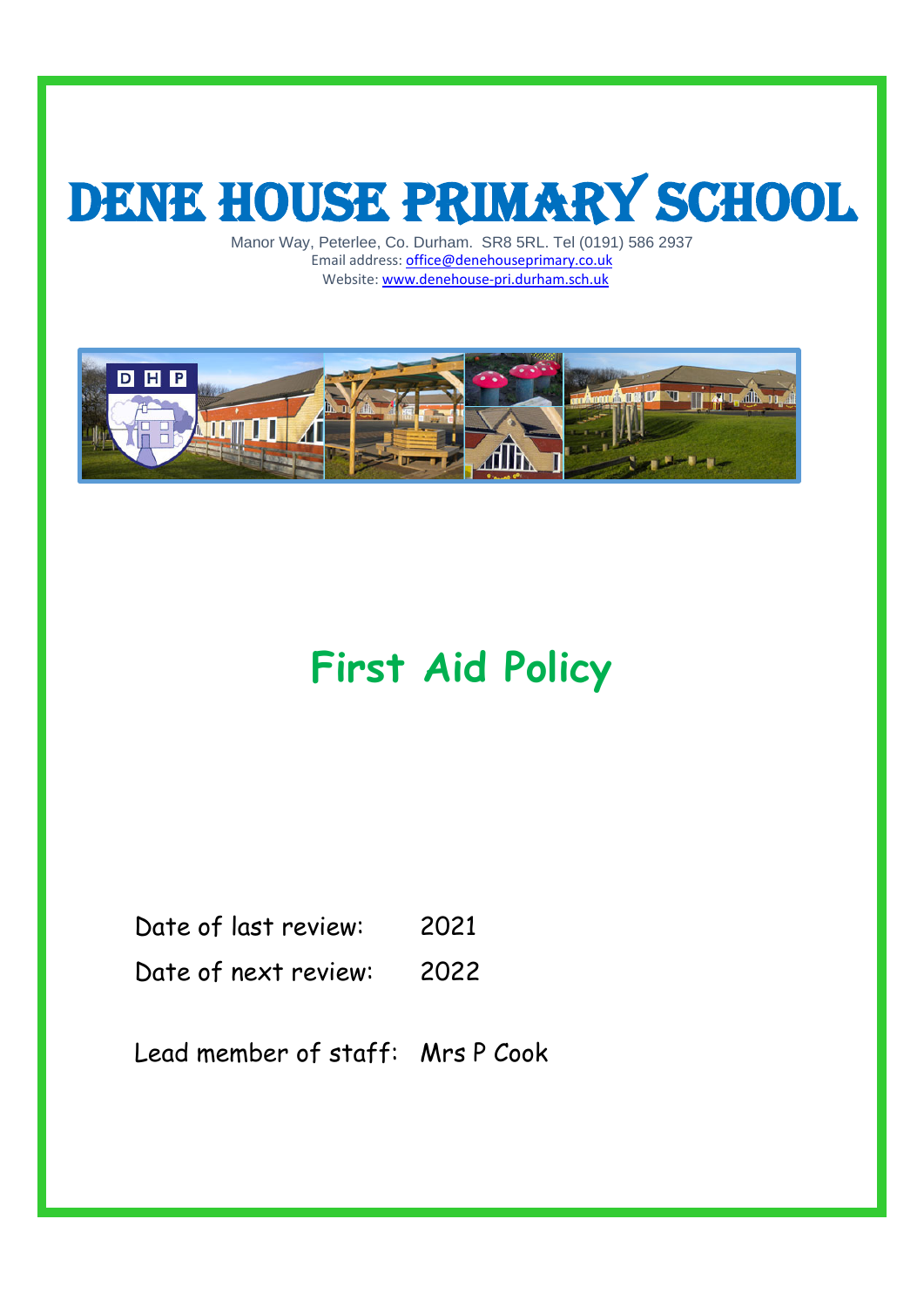# DENE HOUSE PRIMARY SCHOOL

Manor Way, Peterlee, Co. Durham. SR8 5RL. Tel (0191) 586 2937
Email address: office@denehouseprimary.co.uk
Website: www.denehouse-pri.durham.sch.uk

# First Aid Policy

Date of last review: 2021

Date of next review: 2022

Lead member of staff: Mrs P Cook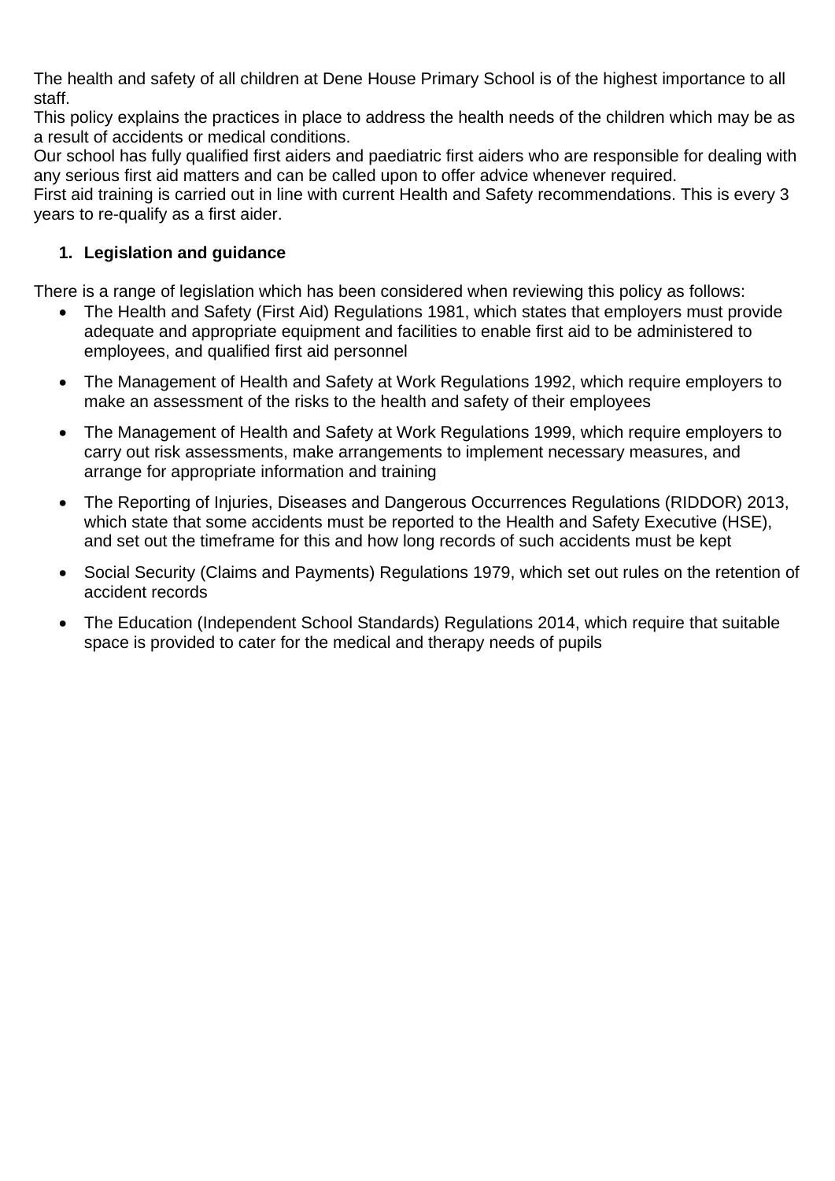The health and safety of all children at Dene House Primary School is of the highest importance to all staff.

This policy explains the practices in place to address the health needs of the children which may be as a result of accidents or medical conditions.

Our school has fully qualified first aiders and paediatric first aiders who are responsible for dealing with any serious first aid matters and can be called upon to offer advice whenever required.

First aid training is carried out in line with current Health and Safety recommendations. This is every 3 years to re-qualify as a first aider.

1. **Legislation and guidance**

There is a range of legislation which has been considered when reviewing this policy as follows:

- The Health and Safety (First Aid) Regulations 1981, which states that employers must provide adequate and appropriate equipment and facilities to enable first aid to be administered to employees, and qualified first aid personnel
- The Management of Health and Safety at Work Regulations 1992, which require employers to make an assessment of the risks to the health and safety of their employees
- The Management of Health and Safety at Work Regulations 1999, which require employers to carry out risk assessments, make arrangements to implement necessary measures, and arrange for appropriate information and training
- The Reporting of Injuries, Diseases and Dangerous Occurrences Regulations (RIDDOR) 2013, which state that some accidents must be reported to the Health and Safety Executive (HSE), and set out the timeframe for this and how long records of such accidents must be kept
- Social Security (Claims and Payments) Regulations 1979, which set out rules on the retention of accident records
- The Education (Independent School Standards) Regulations 2014, which require that suitable space is provided to cater for the medical and therapy needs of pupils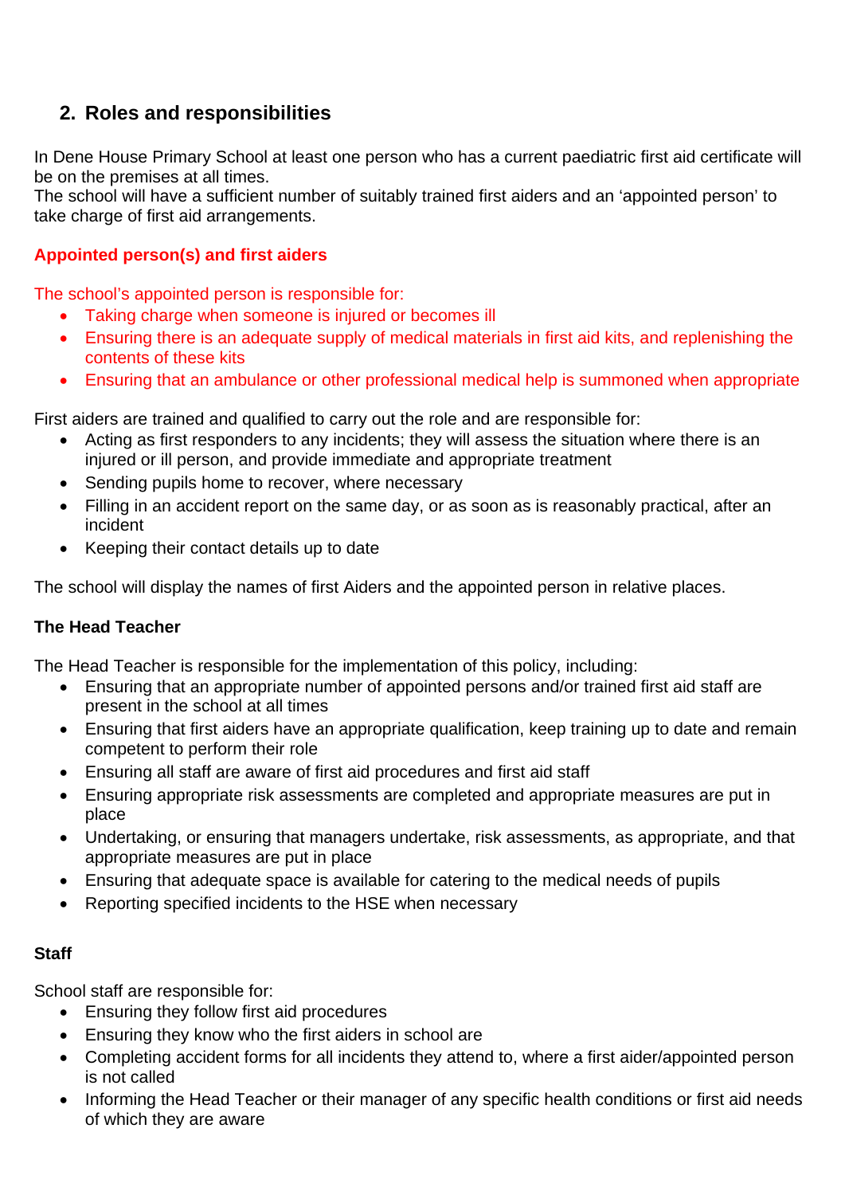## 2. Roles and responsibilities

In Dene House Primary School at least one person who has a current paediatric first aid certificate will be on the premises at all times.
The school will have a sufficient number of suitably trained first aiders and an 'appointed person' to take charge of first aid arrangements.

**Appointed person(s) and first aiders**

The school's appointed person is responsible for:

- Taking charge when someone is injured or becomes ill
- Ensuring there is an adequate supply of medical materials in first aid kits, and replenishing the contents of these kits
- Ensuring that an ambulance or other professional medical help is summoned when appropriate

First aiders are trained and qualified to carry out the role and are responsible for:

- Acting as first responders to any incidents; they will assess the situation where there is an injured or ill person, and provide immediate and appropriate treatment
- Sending pupils home to recover, where necessary
- Filling in an accident report on the same day, or as soon as is reasonably practical, after an incident
- Keeping their contact details up to date

The school will display the names of first Aiders and the appointed person in relative places.

**The Head Teacher**

The Head Teacher is responsible for the implementation of this policy, including:

- Ensuring that an appropriate number of appointed persons and/or trained first aid staff are present in the school at all times
- Ensuring that first aiders have an appropriate qualification, keep training up to date and remain competent to perform their role
- Ensuring all staff are aware of first aid procedures and first aid staff
- Ensuring appropriate risk assessments are completed and appropriate measures are put in place
- Undertaking, or ensuring that managers undertake, risk assessments, as appropriate, and that appropriate measures are put in place
- Ensuring that adequate space is available for catering to the medical needs of pupils
- Reporting specified incidents to the HSE when necessary

**Staff**

School staff are responsible for:

- Ensuring they follow first aid procedures
- Ensuring they know who the first aiders in school are
- Completing accident forms for all incidents they attend to, where a first aider/appointed person is not called
- Informing the Head Teacher or their manager of any specific health conditions or first aid needs of which they are aware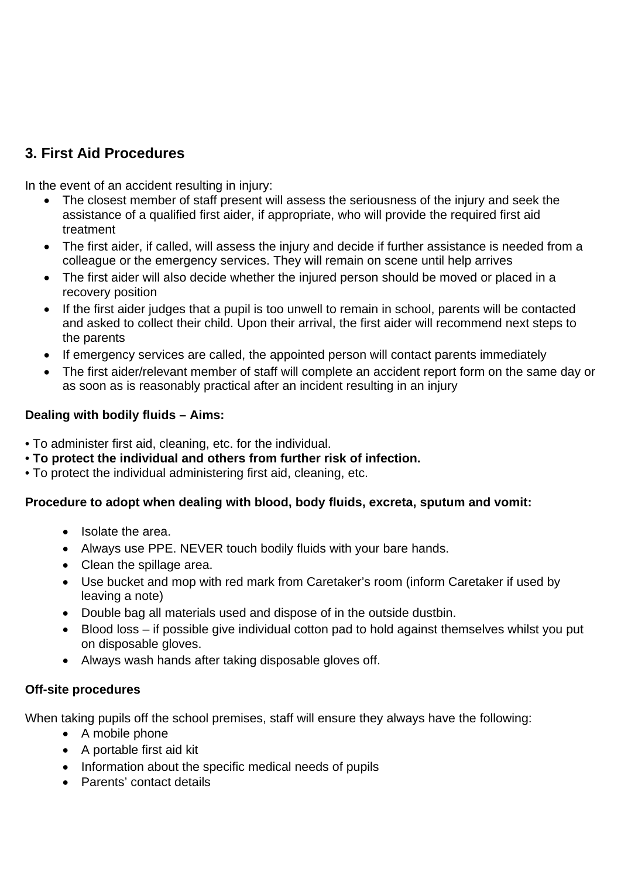## 3. First Aid Procedures

In the event of an accident resulting in injury:

- The closest member of staff present will assess the seriousness of the injury and seek the assistance of a qualified first aider, if appropriate, who will provide the required first aid treatment
- The first aider, if called, will assess the injury and decide if further assistance is needed from a colleague or the emergency services. They will remain on scene until help arrives
- The first aider will also decide whether the injured person should be moved or placed in a recovery position
- If the first aider judges that a pupil is too unwell to remain in school, parents will be contacted and asked to collect their child. Upon their arrival, the first aider will recommend next steps to the parents
- If emergency services are called, the appointed person will contact parents immediately
- The first aider/relevant member of staff will complete an accident report form on the same day or as soon as is reasonably practical after an incident resulting in an injury

**Dealing with bodily fluids – Aims:**

• To administer first aid, cleaning, etc. for the individual.
• **To protect the individual and others from further risk of infection.**
• To protect the individual administering first aid, cleaning, etc.

**Procedure to adopt when dealing with blood, body fluids, excreta, sputum and vomit:**

- Isolate the area.
- Always use PPE. NEVER touch bodily fluids with your bare hands.
- Clean the spillage area.
- Use bucket and mop with red mark from Caretaker's room (inform Caretaker if used by leaving a note)
- Double bag all materials used and dispose of in the outside dustbin.
- Blood loss – if possible give individual cotton pad to hold against themselves whilst you put on disposable gloves.
- Always wash hands after taking disposable gloves off.

**Off-site procedures**

When taking pupils off the school premises, staff will ensure they always have the following:

- A mobile phone
- A portable first aid kit
- Information about the specific medical needs of pupils
- Parents' contact details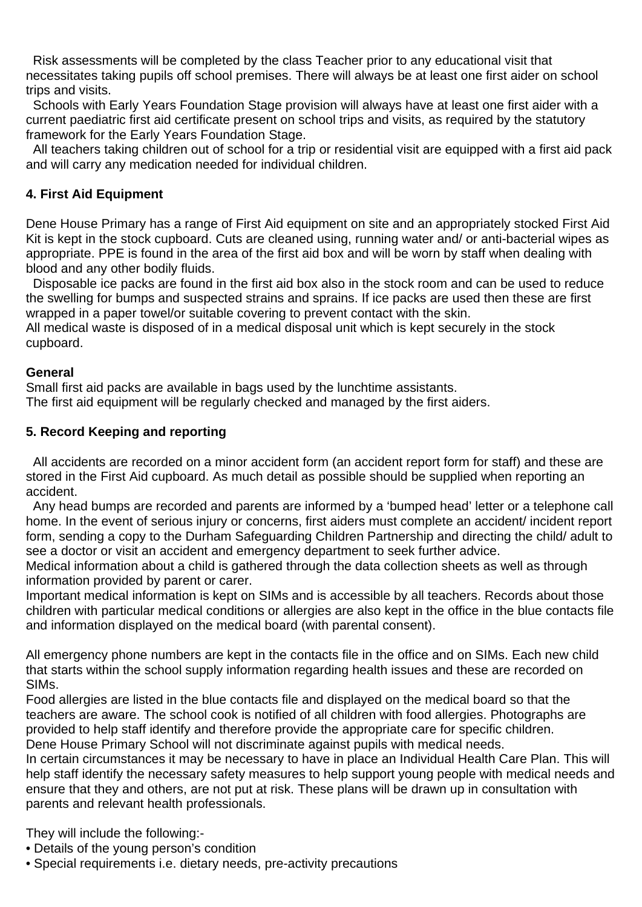Risk assessments will be completed by the class Teacher prior to any educational visit that necessitates taking pupils off school premises. There will always be at least one first aider on school trips and visits.

Schools with Early Years Foundation Stage provision will always have at least one first aider with a current paediatric first aid certificate present on school trips and visits, as required by the statutory framework for the Early Years Foundation Stage.

All teachers taking children out of school for a trip or residential visit are equipped with a first aid pack and will carry any medication needed for individual children.

**4. First Aid Equipment**

Dene House Primary has a range of First Aid equipment on site and an appropriately stocked First Aid Kit is kept in the stock cupboard. Cuts are cleaned using, running water and/ or anti-bacterial wipes as appropriate. PPE is found in the area of the first aid box and will be worn by staff when dealing with blood and any other bodily fluids.

Disposable ice packs are found in the first aid box also in the stock room and can be used to reduce the swelling for bumps and suspected strains and sprains. If ice packs are used then these are first wrapped in a paper towel/or suitable covering to prevent contact with the skin.
All medical waste is disposed of in a medical disposal unit which is kept securely in the stock cupboard.

**General**
Small first aid packs are available in bags used by the lunchtime assistants.
The first aid equipment will be regularly checked and managed by the first aiders.

**5. Record Keeping and reporting**

All accidents are recorded on a minor accident form (an accident report form for staff) and these are stored in the First Aid cupboard. As much detail as possible should be supplied when reporting an accident.

Any head bumps are recorded and parents are informed by a 'bumped head' letter or a telephone call home. In the event of serious injury or concerns, first aiders must complete an accident/ incident report form, sending a copy to the Durham Safeguarding Children Partnership and directing the child/ adult to see a doctor or visit an accident and emergency department to seek further advice.
Medical information about a child is gathered through the data collection sheets as well as through information provided by parent or carer.
Important medical information is kept on SIMs and is accessible by all teachers. Records about those children with particular medical conditions or allergies are also kept in the office in the blue contacts file and information displayed on the medical board (with parental consent).

All emergency phone numbers are kept in the contacts file in the office and on SIMs. Each new child that starts within the school supply information regarding health issues and these are recorded on SIMs.
Food allergies are listed in the blue contacts file and displayed on the medical board so that the teachers are aware. The school cook is notified of all children with food allergies. Photographs are provided to help staff identify and therefore provide the appropriate care for specific children.
Dene House Primary School will not discriminate against pupils with medical needs.
In certain circumstances it may be necessary to have in place an Individual Health Care Plan. This will help staff identify the necessary safety measures to help support young people with medical needs and ensure that they and others, are not put at risk. These plans will be drawn up in consultation with parents and relevant health professionals.

They will include the following:-
- Details of the young person's condition
- Special requirements i.e. dietary needs, pre-activity precautions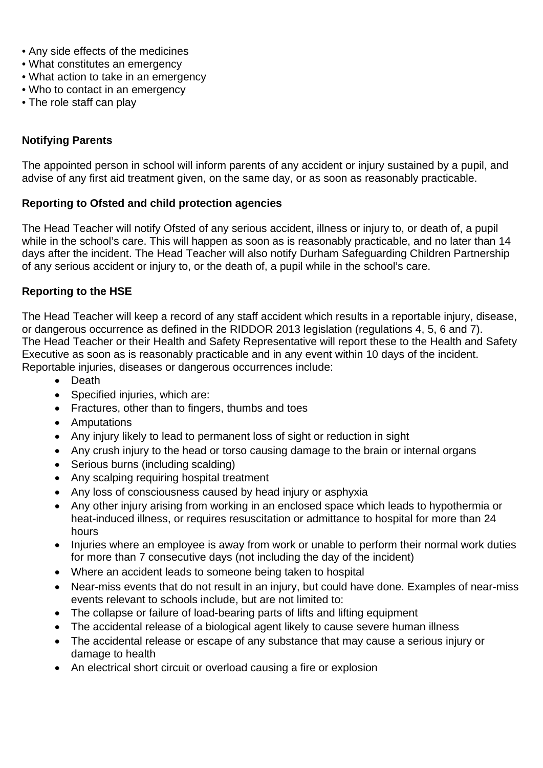- Any side effects of the medicines
- What constitutes an emergency
- What action to take in an emergency
- Who to contact in an emergency
- The role staff can play

**Notifying Parents**

The appointed person in school will inform parents of any accident or injury sustained by a pupil, and advise of any first aid treatment given, on the same day, or as soon as reasonably practicable.

**Reporting to Ofsted and child protection agencies**

The Head Teacher will notify Ofsted of any serious accident, illness or injury to, or death of, a pupil while in the school's care. This will happen as soon as is reasonably practicable, and no later than 14 days after the incident. The Head Teacher will also notify Durham Safeguarding Children Partnership of any serious accident or injury to, or the death of, a pupil while in the school's care.

**Reporting to the HSE**

The Head Teacher will keep a record of any staff accident which results in a reportable injury, disease, or dangerous occurrence as defined in the RIDDOR 2013 legislation (regulations 4, 5, 6 and 7). The Head Teacher or their Health and Safety Representative will report these to the Health and Safety Executive as soon as is reasonably practicable and in any event within 10 days of the incident. Reportable injuries, diseases or dangerous occurrences include:

- Death
- Specified injuries, which are:
- Fractures, other than to fingers, thumbs and toes
- Amputations
- Any injury likely to lead to permanent loss of sight or reduction in sight
- Any crush injury to the head or torso causing damage to the brain or internal organs
- Serious burns (including scalding)
- Any scalping requiring hospital treatment
- Any loss of consciousness caused by head injury or asphyxia
- Any other injury arising from working in an enclosed space which leads to hypothermia or heat-induced illness, or requires resuscitation or admittance to hospital for more than 24 hours
- Injuries where an employee is away from work or unable to perform their normal work duties for more than 7 consecutive days (not including the day of the incident)
- Where an accident leads to someone being taken to hospital
- Near-miss events that do not result in an injury, but could have done. Examples of near-miss events relevant to schools include, but are not limited to:
- The collapse or failure of load-bearing parts of lifts and lifting equipment
- The accidental release of a biological agent likely to cause severe human illness
- The accidental release or escape of any substance that may cause a serious injury or damage to health
- An electrical short circuit or overload causing a fire or explosion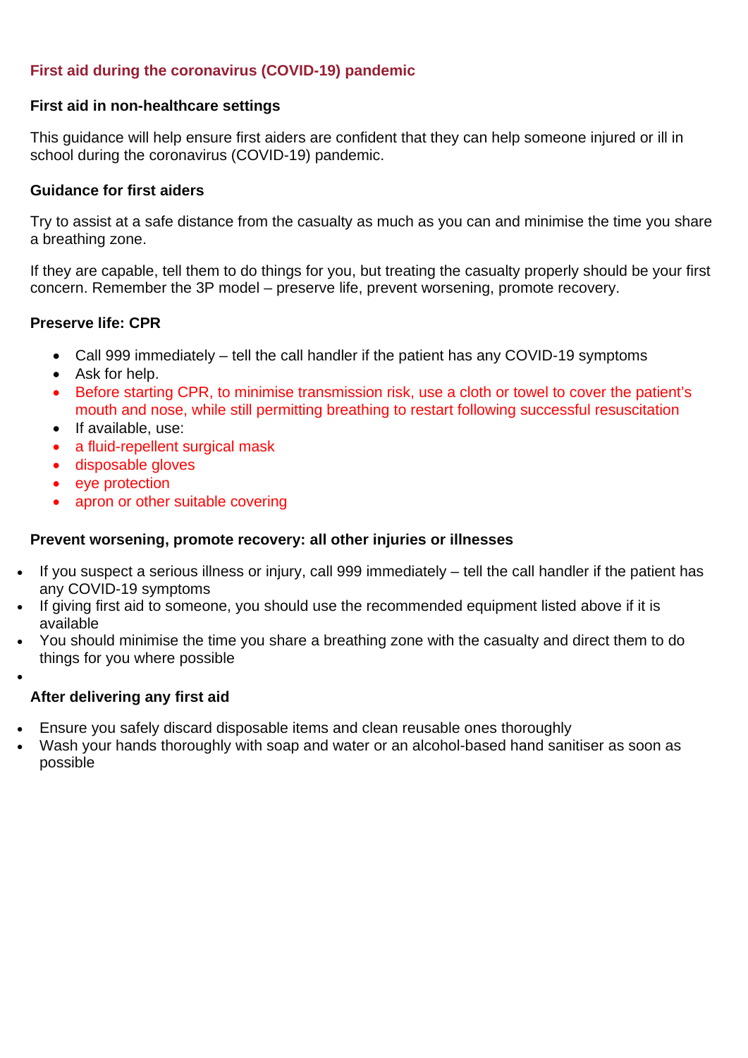## First aid during the coronavirus (COVID-19) pandemic

### First aid in non-healthcare settings

This guidance will help ensure first aiders are confident that they can help someone injured or ill in school during the coronavirus (COVID-19) pandemic.

### Guidance for first aiders

Try to assist at a safe distance from the casualty as much as you can and minimise the time you share a breathing zone.

If they are capable, tell them to do things for you, but treating the casualty properly should be your first concern. Remember the 3P model – preserve life, prevent worsening, promote recovery.

### Preserve life: CPR

- Call 999 immediately – tell the call handler if the patient has any COVID-19 symptoms
- Ask for help.
- Before starting CPR, to minimise transmission risk, use a cloth or towel to cover the patient's mouth and nose, while still permitting breathing to restart following successful resuscitation
- If available, use:
- a fluid-repellent surgical mask
- disposable gloves
- eye protection
- apron or other suitable covering

### Prevent worsening, promote recovery: all other injuries or illnesses

- If you suspect a serious illness or injury, call 999 immediately – tell the call handler if the patient has any COVID-19 symptoms
- If giving first aid to someone, you should use the recommended equipment listed above if it is available
- You should minimise the time you share a breathing zone with the casualty and direct them to do things for you where possible

### After delivering any first aid

- Ensure you safely discard disposable items and clean reusable ones thoroughly
- Wash your hands thoroughly with soap and water or an alcohol-based hand sanitiser as soon as possible